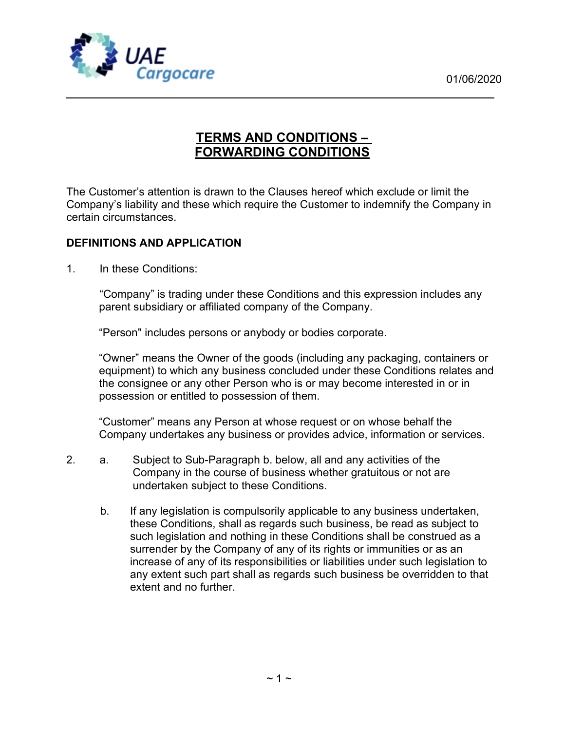UAE Cargocare

01/06/2020

# TERMS AND CONDITIONS – FORWARDING CONDITIONS

The Customer's attention is drawn to the Clauses hereof which exclude or limit the Company's liability and these which require the Customer to indemnify the Company in certain circumstances.

## DEFINITIONS AND APPLICATION

1. In these Conditions:

   "Company" is trading under these Conditions and this expression includes any parent subsidiary or affiliated company of the Company.

   "Person" includes persons or anybody or bodies corporate.

   "Owner" means the Owner of the goods (including any packaging, containers or equipment) to which any business concluded under these Conditions relates and the consignee or any other Person who is or may become interested in or in possession or entitled to possession of them.

   "Customer" means any Person at whose request or on whose behalf the Company undertakes any business or provides advice, information or services.

2. a. Subject to Sub-Paragraph b. below, all and any activities of the Company in the course of business whether gratuitous or not are undertaken subject to these Conditions.

   b. If any legislation is compulsorily applicable to any business undertaken, these Conditions, shall as regards such business, be read as subject to such legislation and nothing in these Conditions shall be construed as a surrender by the Company of any of its rights or immunities or as an increase of any of its responsibilities or liabilities under such legislation to any extent such part shall as regards such business be overridden to that extent and no further.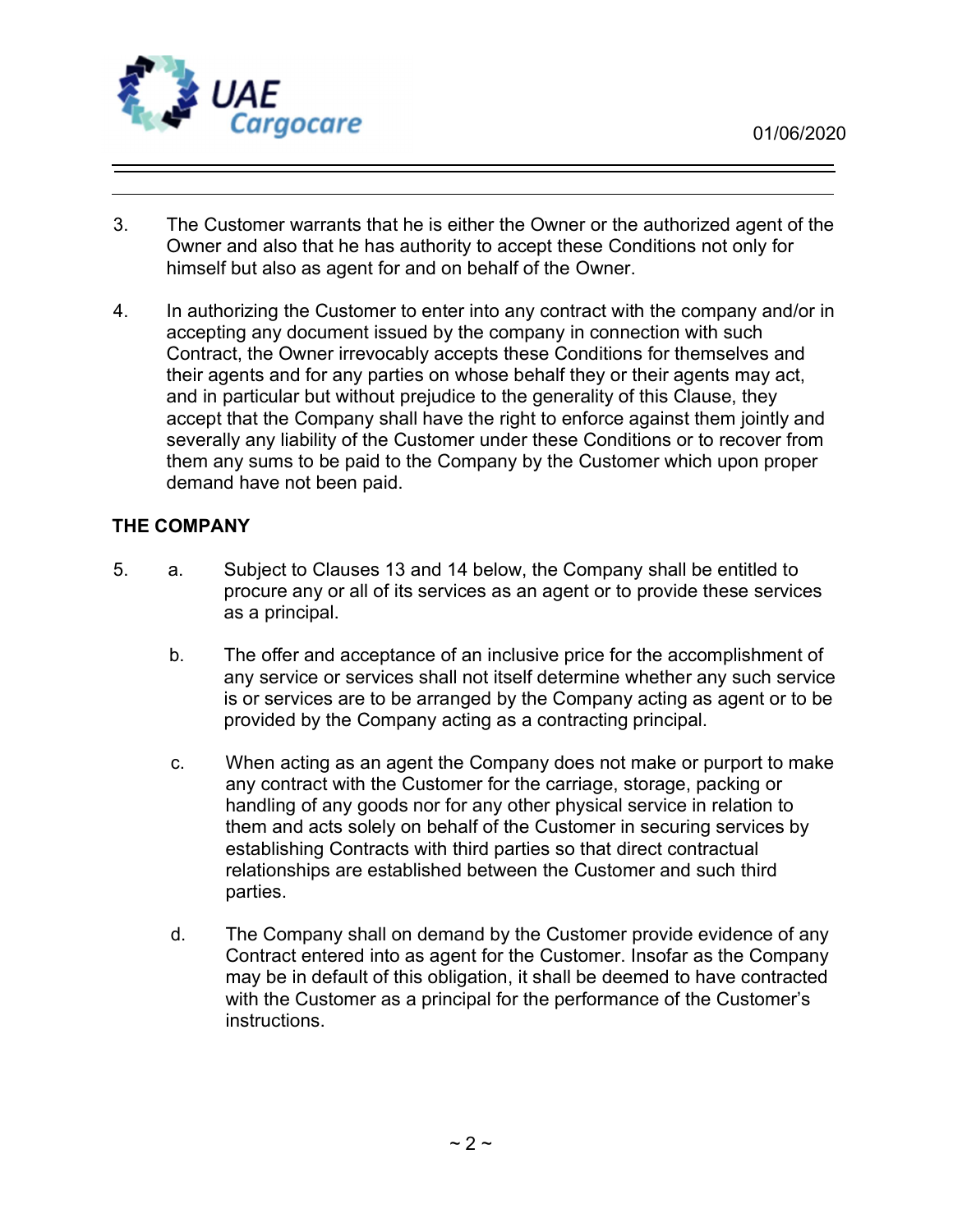3. The Customer warrants that he is either the Owner or the authorized agent of the Owner and also that he has authority to accept these Conditions not only for himself but also as agent for and on behalf of the Owner.

4. In authorizing the Customer to enter into any contract with the company and/or in accepting any document issued by the company in connection with such Contract, the Owner irrevocably accepts these Conditions for themselves and their agents and for any parties on whose behalf they or their agents may act, and in particular but without prejudice to the generality of this Clause, they accept that the Company shall have the right to enforce against them jointly and severally any liability of the Customer under these Conditions or to recover from them any sums to be paid to the Company by the Customer which upon proper demand have not been paid.

**THE COMPANY**

5. a. Subject to Clauses 13 and 14 below, the Company shall be entitled to procure any or all of its services as an agent or to provide these services as a principal.

   b. The offer and acceptance of an inclusive price for the accomplishment of any service or services shall not itself determine whether any such service is or services are to be arranged by the Company acting as agent or to be provided by the Company acting as a contracting principal.

   c. When acting as an agent the Company does not make or purport to make any contract with the Customer for the carriage, storage, packing or handling of any goods nor for any other physical service in relation to them and acts solely on behalf of the Customer in securing services by establishing Contracts with third parties so that direct contractual relationships are established between the Customer and such third parties.

   d. The Company shall on demand by the Customer provide evidence of any Contract entered into as agent for the Customer. Insofar as the Company may be in default of this obligation, it shall be deemed to have contracted with the Customer as a principal for the performance of the Customer's instructions.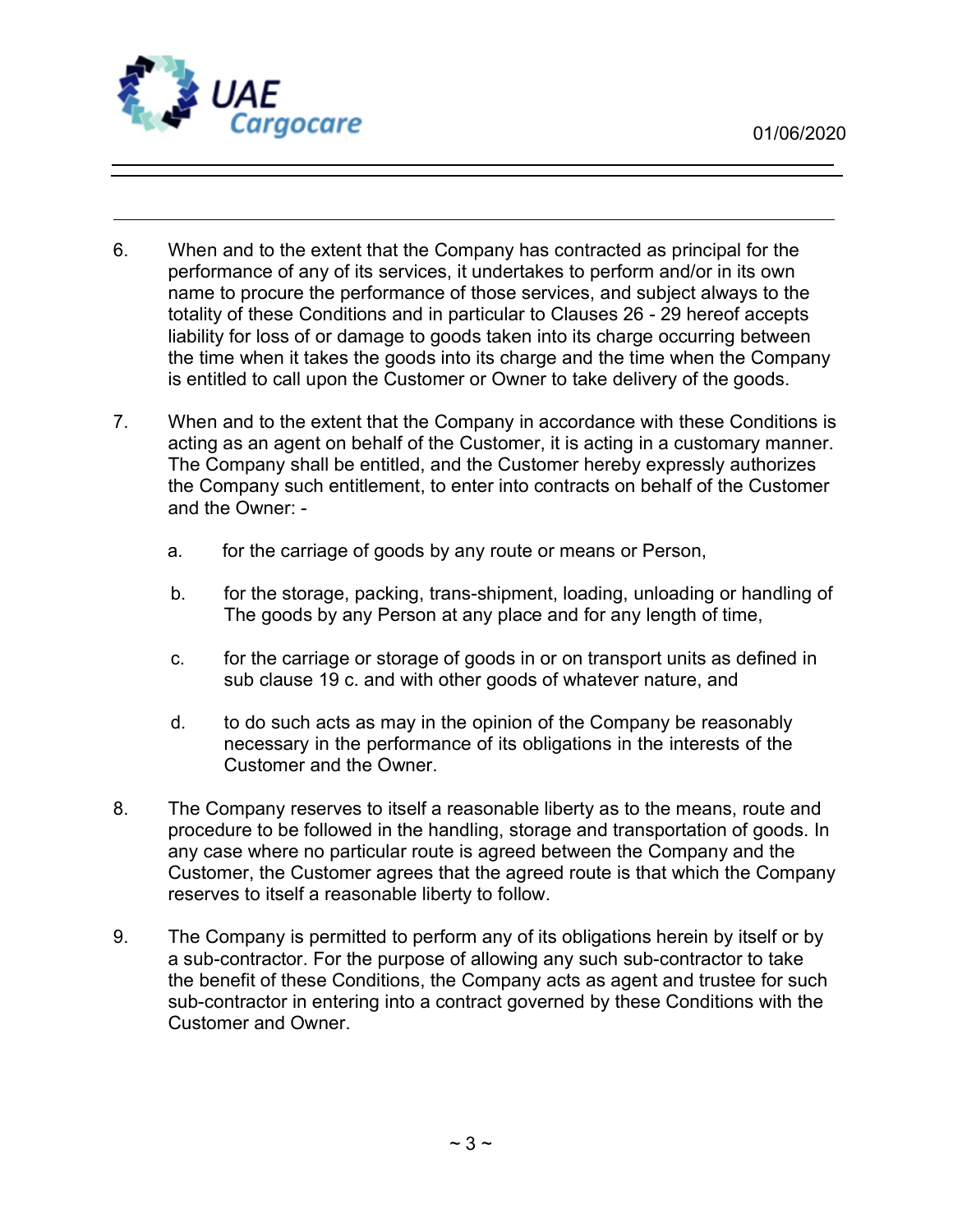6. When and to the extent that the Company has contracted as principal for the performance of any of its services, it undertakes to perform and/or in its own name to procure the performance of those services, and subject always to the totality of these Conditions and in particular to Clauses 26 - 29 hereof accepts liability for loss of or damage to goods taken into its charge occurring between the time when it takes the goods into its charge and the time when the Company is entitled to call upon the Customer or Owner to take delivery of the goods.

7. When and to the extent that the Company in accordance with these Conditions is acting as an agent on behalf of the Customer, it is acting in a customary manner. The Company shall be entitled, and the Customer hereby expressly authorizes the Company such entitlement, to enter into contracts on behalf of the Customer and the Owner: -

   a. for the carriage of goods by any route or means or Person,

   b. for the storage, packing, trans-shipment, loading, unloading or handling of The goods by any Person at any place and for any length of time,

   c. for the carriage or storage of goods in or on transport units as defined in sub clause 19 c. and with other goods of whatever nature, and

   d. to do such acts as may in the opinion of the Company be reasonably necessary in the performance of its obligations in the interests of the Customer and the Owner.

8. The Company reserves to itself a reasonable liberty as to the means, route and procedure to be followed in the handling, storage and transportation of goods. In any case where no particular route is agreed between the Company and the Customer, the Customer agrees that the agreed route is that which the Company reserves to itself a reasonable liberty to follow.

9. The Company is permitted to perform any of its obligations herein by itself or by a sub-contractor. For the purpose of allowing any such sub-contractor to take the benefit of these Conditions, the Company acts as agent and trustee for such sub-contractor in entering into a contract governed by these Conditions with the Customer and Owner.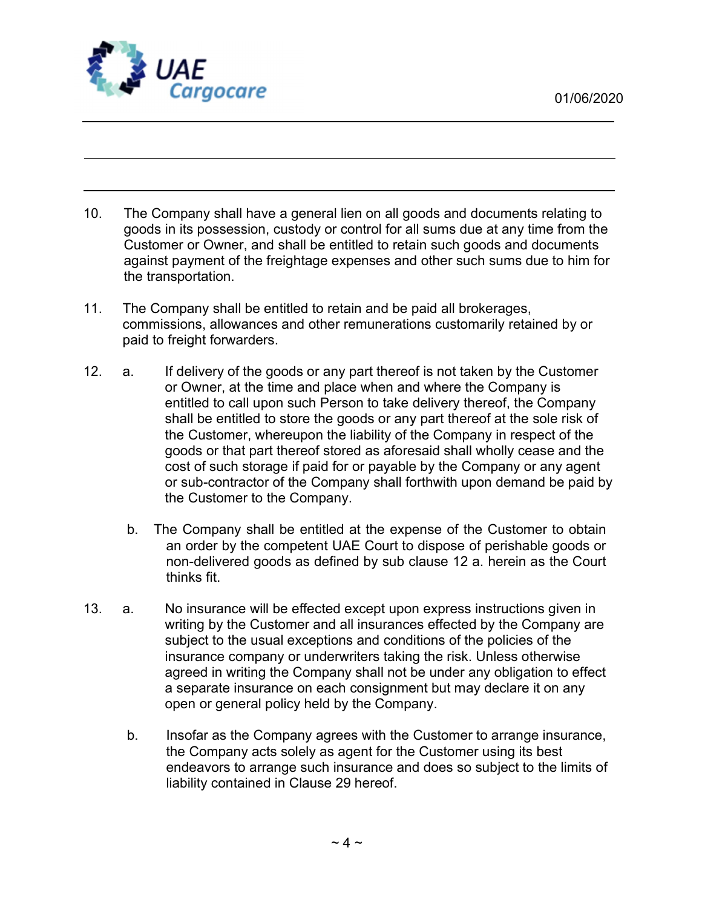10. The Company shall have a general lien on all goods and documents relating to goods in its possession, custody or control for all sums due at any time from the Customer or Owner, and shall be entitled to retain such goods and documents against payment of the freightage expenses and other such sums due to him for the transportation.

11. The Company shall be entitled to retain and be paid all brokerages, commissions, allowances and other remunerations customarily retained by or paid to freight forwarders.

12. a. If delivery of the goods or any part thereof is not taken by the Customer or Owner, at the time and place when and where the Company is entitled to call upon such Person to take delivery thereof, the Company shall be entitled to store the goods or any part thereof at the sole risk of the Customer, whereupon the liability of the Company in respect of the goods or that part thereof stored as aforesaid shall wholly cease and the cost of such storage if paid for or payable by the Company or any agent or sub-contractor of the Company shall forthwith upon demand be paid by the Customer to the Company.

    b. The Company shall be entitled at the expense of the Customer to obtain an order by the competent UAE Court to dispose of perishable goods or non-delivered goods as defined by sub clause 12 a. herein as the Court thinks fit.

13. a. No insurance will be effected except upon express instructions given in writing by the Customer and all insurances effected by the Company are subject to the usual exceptions and conditions of the policies of the insurance company or underwriters taking the risk. Unless otherwise agreed in writing the Company shall not be under any obligation to effect a separate insurance on each consignment but may declare it on any open or general policy held by the Company.

    b. Insofar as the Company agrees with the Customer to arrange insurance, the Company acts solely as agent for the Customer using its best endeavors to arrange such insurance and does so subject to the limits of liability contained in Clause 29 hereof.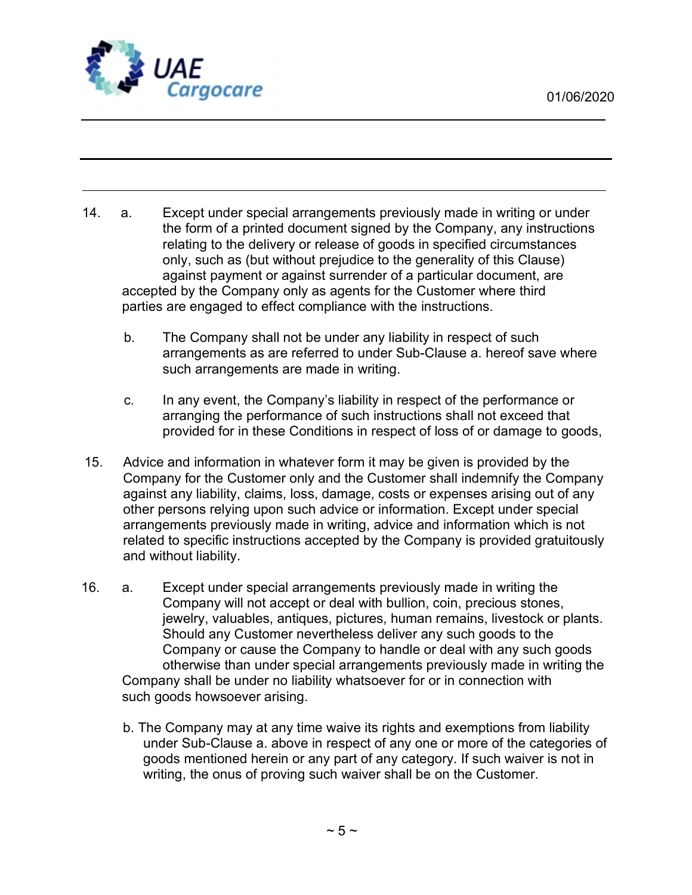14. a. Except under special arrangements previously made in writing or under the form of a printed document signed by the Company, any instructions relating to the delivery or release of goods in specified circumstances only, such as (but without prejudice to the generality of this Clause) against payment or against surrender of a particular document, are accepted by the Company only as agents for the Customer where third parties are engaged to effect compliance with the instructions.

    b. The Company shall not be under any liability in respect of such arrangements as are referred to under Sub-Clause a. hereof save where such arrangements are made in writing.

    c. In any event, the Company's liability in respect of the performance or arranging the performance of such instructions shall not exceed that provided for in these Conditions in respect of loss of or damage to goods,

15. Advice and information in whatever form it may be given is provided by the Company for the Customer only and the Customer shall indemnify the Company against any liability, claims, loss, damage, costs or expenses arising out of any other persons relying upon such advice or information. Except under special arrangements previously made in writing, advice and information which is not related to specific instructions accepted by the Company is provided gratuitously and without liability.

16. a. Except under special arrangements previously made in writing the Company will not accept or deal with bullion, coin, precious stones, jewelry, valuables, antiques, pictures, human remains, livestock or plants. Should any Customer nevertheless deliver any such goods to the Company or cause the Company to handle or deal with any such goods otherwise than under special arrangements previously made in writing the Company shall be under no liability whatsoever for or in connection with such goods howsoever arising.

    b. The Company may at any time waive its rights and exemptions from liability under Sub-Clause a. above in respect of any one or more of the categories of goods mentioned herein or any part of any category. If such waiver is not in writing, the onus of proving such waiver shall be on the Customer.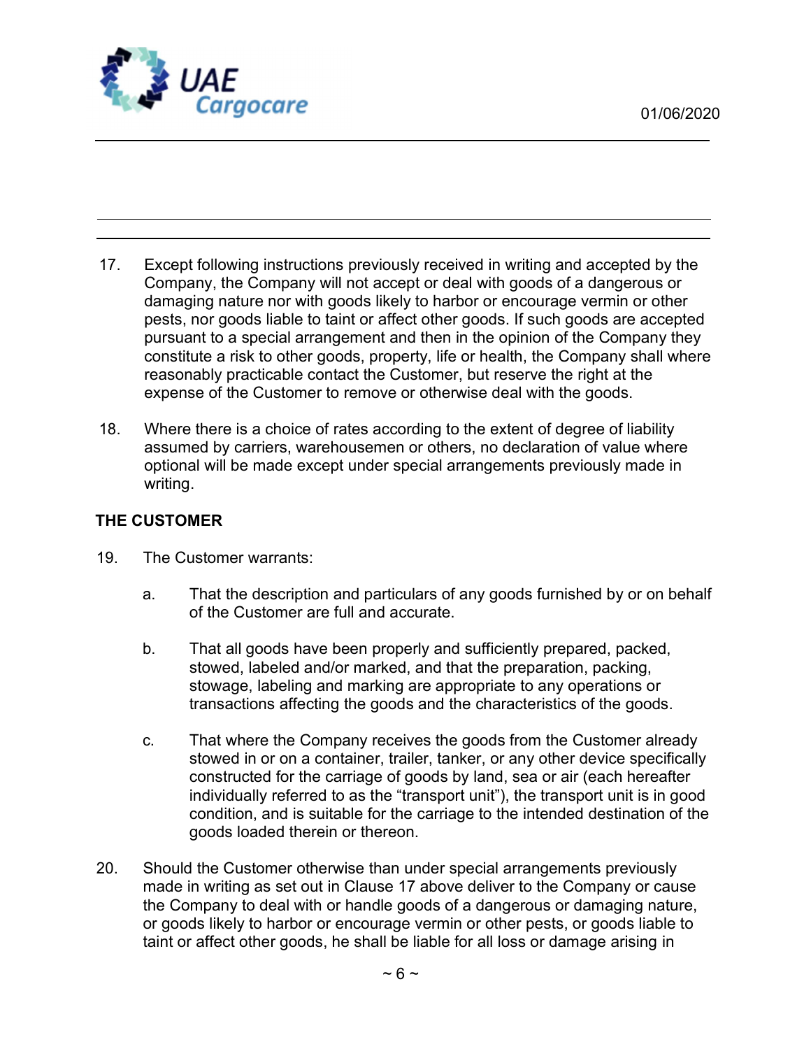17. Except following instructions previously received in writing and accepted by the Company, the Company will not accept or deal with goods of a dangerous or damaging nature nor with goods likely to harbor or encourage vermin or other pests, nor goods liable to taint or affect other goods. If such goods are accepted pursuant to a special arrangement and then in the opinion of the Company they constitute a risk to other goods, property, life or health, the Company shall where reasonably practicable contact the Customer, but reserve the right at the expense of the Customer to remove or otherwise deal with the goods.

18. Where there is a choice of rates according to the extent of degree of liability assumed by carriers, warehousemen or others, no declaration of value where optional will be made except under special arrangements previously made in writing.

**THE CUSTOMER**

19. The Customer warrants:

    a. That the description and particulars of any goods furnished by or on behalf of the Customer are full and accurate.

    b. That all goods have been properly and sufficiently prepared, packed, stowed, labeled and/or marked, and that the preparation, packing, stowage, labeling and marking are appropriate to any operations or transactions affecting the goods and the characteristics of the goods.

    c. That where the Company receives the goods from the Customer already stowed in or on a container, trailer, tanker, or any other device specifically constructed for the carriage of goods by land, sea or air (each hereafter individually referred to as the "transport unit"), the transport unit is in good condition, and is suitable for the carriage to the intended destination of the goods loaded therein or thereon.

20. Should the Customer otherwise than under special arrangements previously made in writing as set out in Clause 17 above deliver to the Company or cause the Company to deal with or handle goods of a dangerous or damaging nature, or goods likely to harbor or encourage vermin or other pests, or goods liable to taint or affect other goods, he shall be liable for all loss or damage arising in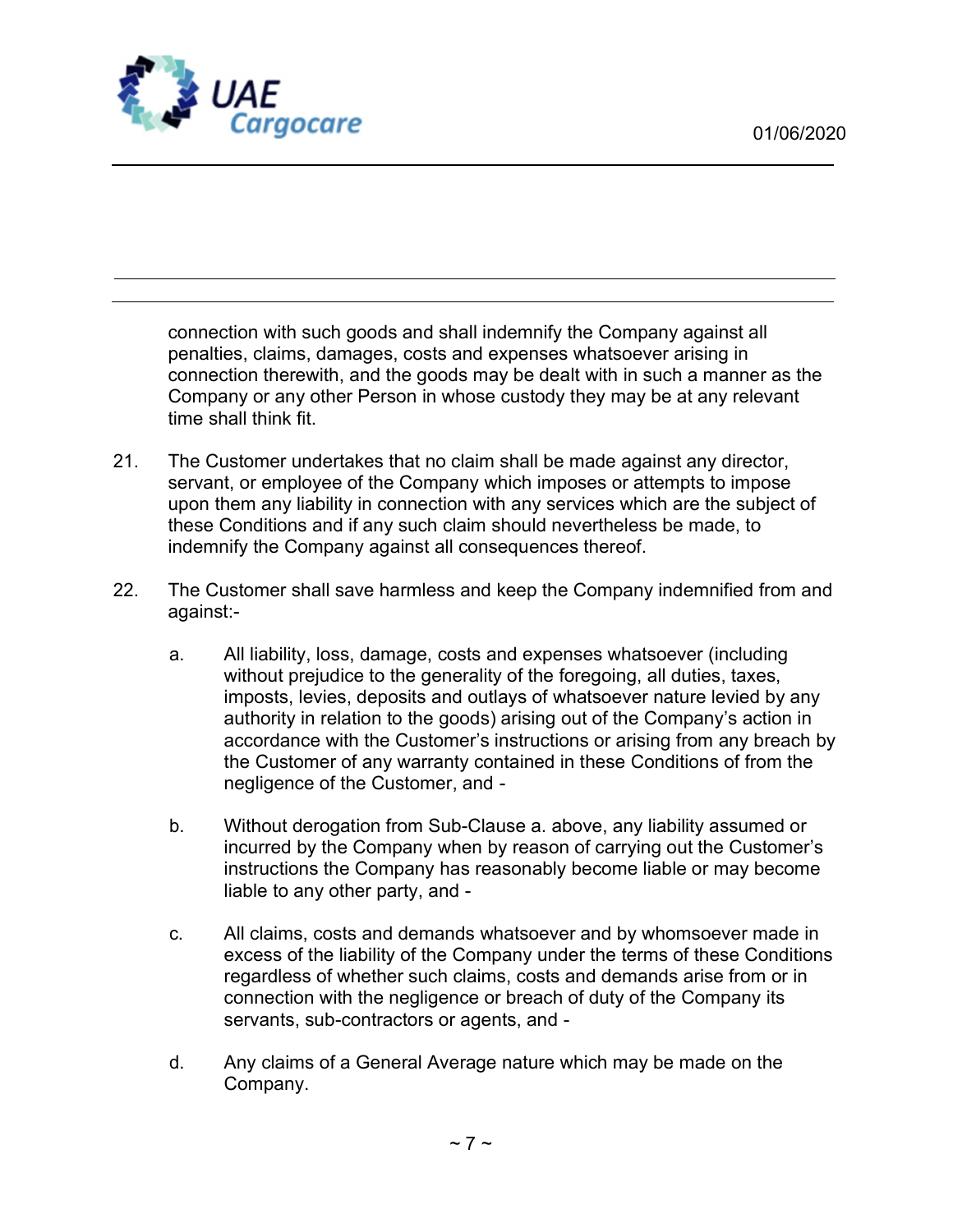connection with such goods and shall indemnify the Company against all penalties, claims, damages, costs and expenses whatsoever arising in connection therewith, and the goods may be dealt with in such a manner as the Company or any other Person in whose custody they may be at any relevant time shall think fit.

21. The Customer undertakes that no claim shall be made against any director, servant, or employee of the Company which imposes or attempts to impose upon them any liability in connection with any services which are the subject of these Conditions and if any such claim should nevertheless be made, to indemnify the Company against all consequences thereof.

22. The Customer shall save harmless and keep the Company indemnified from and against:-

    a. All liability, loss, damage, costs and expenses whatsoever (including without prejudice to the generality of the foregoing, all duties, taxes, imposts, levies, deposits and outlays of whatsoever nature levied by any authority in relation to the goods) arising out of the Company's action in accordance with the Customer's instructions or arising from any breach by the Customer of any warranty contained in these Conditions of from the negligence of the Customer, and -

    b. Without derogation from Sub-Clause a. above, any liability assumed or incurred by the Company when by reason of carrying out the Customer's instructions the Company has reasonably become liable or may become liable to any other party, and -

    c. All claims, costs and demands whatsoever and by whomsoever made in excess of the liability of the Company under the terms of these Conditions regardless of whether such claims, costs and demands arise from or in connection with the negligence or breach of duty of the Company its servants, sub-contractors or agents, and -

    d. Any claims of a General Average nature which may be made on the Company.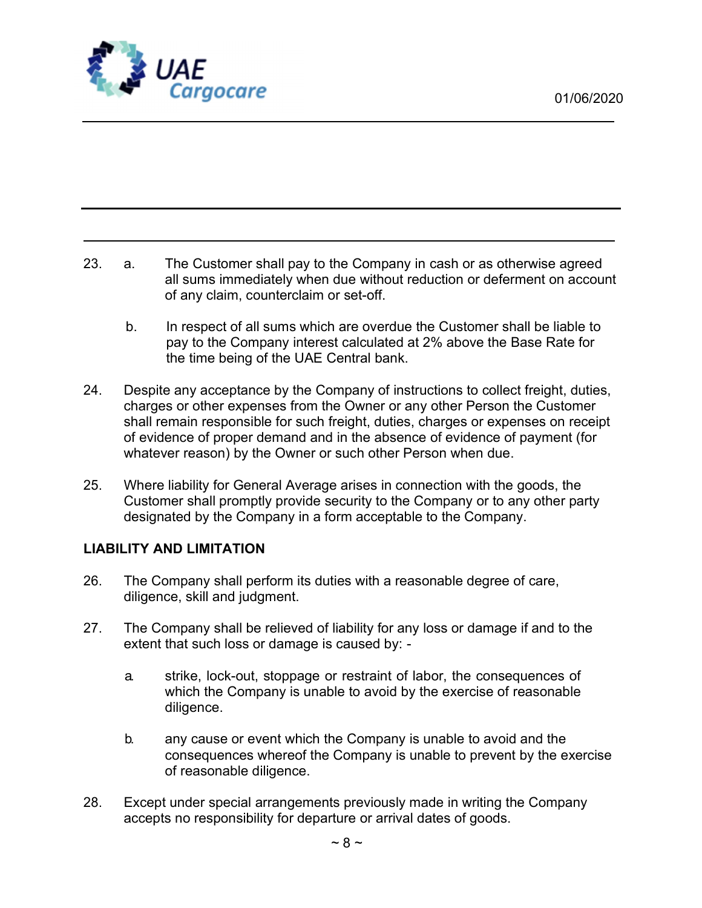23. a. The Customer shall pay to the Company in cash or as otherwise agreed all sums immediately when due without reduction or deferment on account of any claim, counterclaim or set-off.

    b. In respect of all sums which are overdue the Customer shall be liable to pay to the Company interest calculated at 2% above the Base Rate for the time being of the UAE Central bank.

24. Despite any acceptance by the Company of instructions to collect freight, duties, charges or other expenses from the Owner or any other Person the Customer shall remain responsible for such freight, duties, charges or expenses on receipt of evidence of proper demand and in the absence of evidence of payment (for whatever reason) by the Owner or such other Person when due.

25. Where liability for General Average arises in connection with the goods, the Customer shall promptly provide security to the Company or to any other party designated by the Company in a form acceptable to the Company.

**LIABILITY AND LIMITATION**

26. The Company shall perform its duties with a reasonable degree of care, diligence, skill and judgment.

27. The Company shall be relieved of liability for any loss or damage if and to the extent that such loss or damage is caused by: -

    a. strike, lock-out, stoppage or restraint of labor, the consequences of which the Company is unable to avoid by the exercise of reasonable diligence.

    b. any cause or event which the Company is unable to avoid and the consequences whereof the Company is unable to prevent by the exercise of reasonable diligence.

28. Except under special arrangements previously made in writing the Company accepts no responsibility for departure or arrival dates of goods.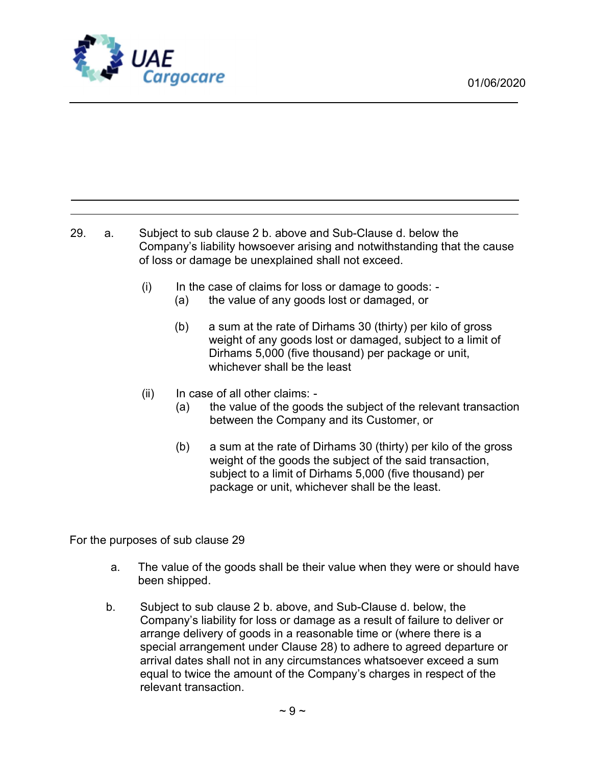29. a. Subject to sub clause 2 b. above and Sub-Clause d. below the Company's liability howsoever arising and notwithstanding that the cause of loss or damage be unexplained shall not exceed.

   (i) In the case of claims for loss or damage to goods: -
      (a) the value of any goods lost or damaged, or
      (b) a sum at the rate of Dirhams 30 (thirty) per kilo of gross weight of any goods lost or damaged, subject to a limit of Dirhams 5,000 (five thousand) per package or unit, whichever shall be the least

   (ii) In case of all other claims: -
      (a) the value of the goods the subject of the relevant transaction between the Company and its Customer, or
      (b) a sum at the rate of Dirhams 30 (thirty) per kilo of the gross weight of the goods the subject of the said transaction, subject to a limit of Dirhams 5,000 (five thousand) per package or unit, whichever shall be the least.

For the purposes of sub clause 29

a. The value of the goods shall be their value when they were or should have been shipped.

b. Subject to sub clause 2 b. above, and Sub-Clause d. below, the Company's liability for loss or damage as a result of failure to deliver or arrange delivery of goods in a reasonable time or (where there is a special arrangement under Clause 28) to adhere to agreed departure or arrival dates shall not in any circumstances whatsoever exceed a sum equal to twice the amount of the Company's charges in respect of the relevant transaction.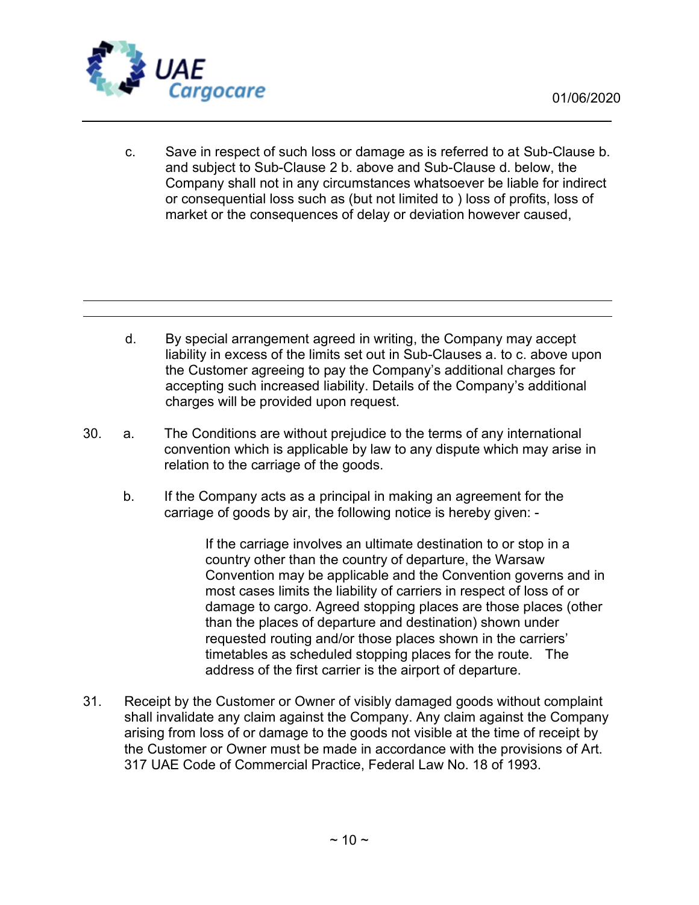c. Save in respect of such loss or damage as is referred to at Sub-Clause b. and subject to Sub-Clause 2 b. above and Sub-Clause d. below, the Company shall not in any circumstances whatsoever be liable for indirect or consequential loss such as (but not limited to ) loss of profits, loss of market or the consequences of delay or deviation however caused,

d. By special arrangement agreed in writing, the Company may accept liability in excess of the limits set out in Sub-Clauses a. to c. above upon the Customer agreeing to pay the Company's additional charges for accepting such increased liability. Details of the Company's additional charges will be provided upon request.

30. a. The Conditions are without prejudice to the terms of any international convention which is applicable by law to any dispute which may arise in relation to the carriage of the goods.

b. If the Company acts as a principal in making an agreement for the carriage of goods by air, the following notice is hereby given: -

> If the carriage involves an ultimate destination to or stop in a country other than the country of departure, the Warsaw Convention may be applicable and the Convention governs and in most cases limits the liability of carriers in respect of loss of or damage to cargo. Agreed stopping places are those places (other than the places of departure and destination) shown under requested routing and/or those places shown in the carriers' timetables as scheduled stopping places for the route. The address of the first carrier is the airport of departure.

31. Receipt by the Customer or Owner of visibly damaged goods without complaint shall invalidate any claim against the Company. Any claim against the Company arising from loss of or damage to the goods not visible at the time of receipt by the Customer or Owner must be made in accordance with the provisions of Art. 317 UAE Code of Commercial Practice, Federal Law No. 18 of 1993.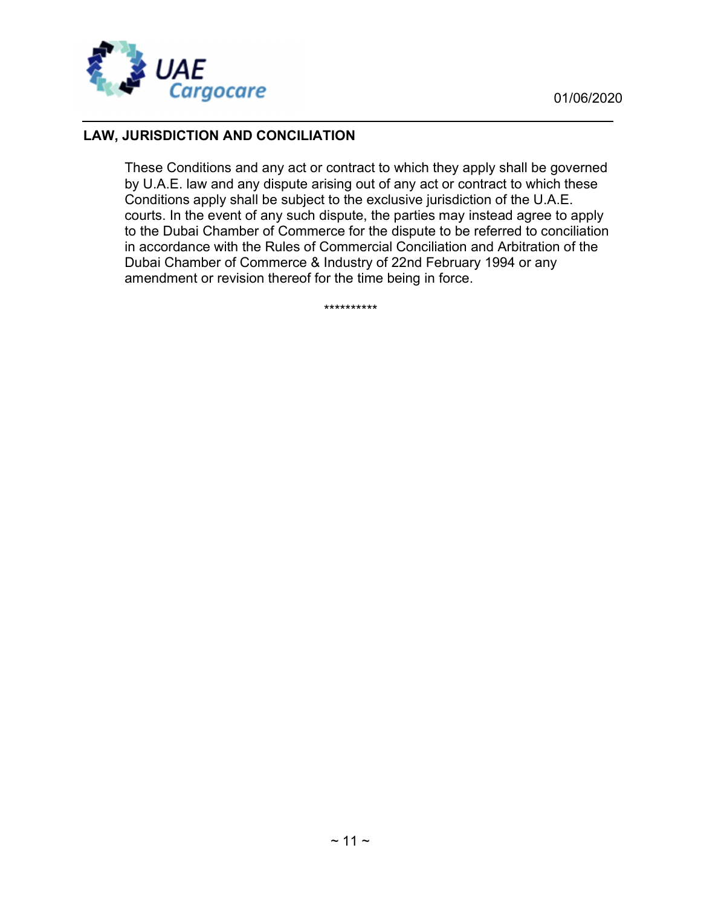## LAW, JURISDICTION AND CONCILIATION

These Conditions and any act or contract to which they apply shall be governed by U.A.E. law and any dispute arising out of any act or contract to which these Conditions apply shall be subject to the exclusive jurisdiction of the U.A.E. courts. In the event of any such dispute, the parties may instead agree to apply to the Dubai Chamber of Commerce for the dispute to be referred to conciliation in accordance with the Rules of Commercial Conciliation and Arbitration of the Dubai Chamber of Commerce & Industry of 22nd February 1994 or any amendment or revision thereof for the time being in force.

**********